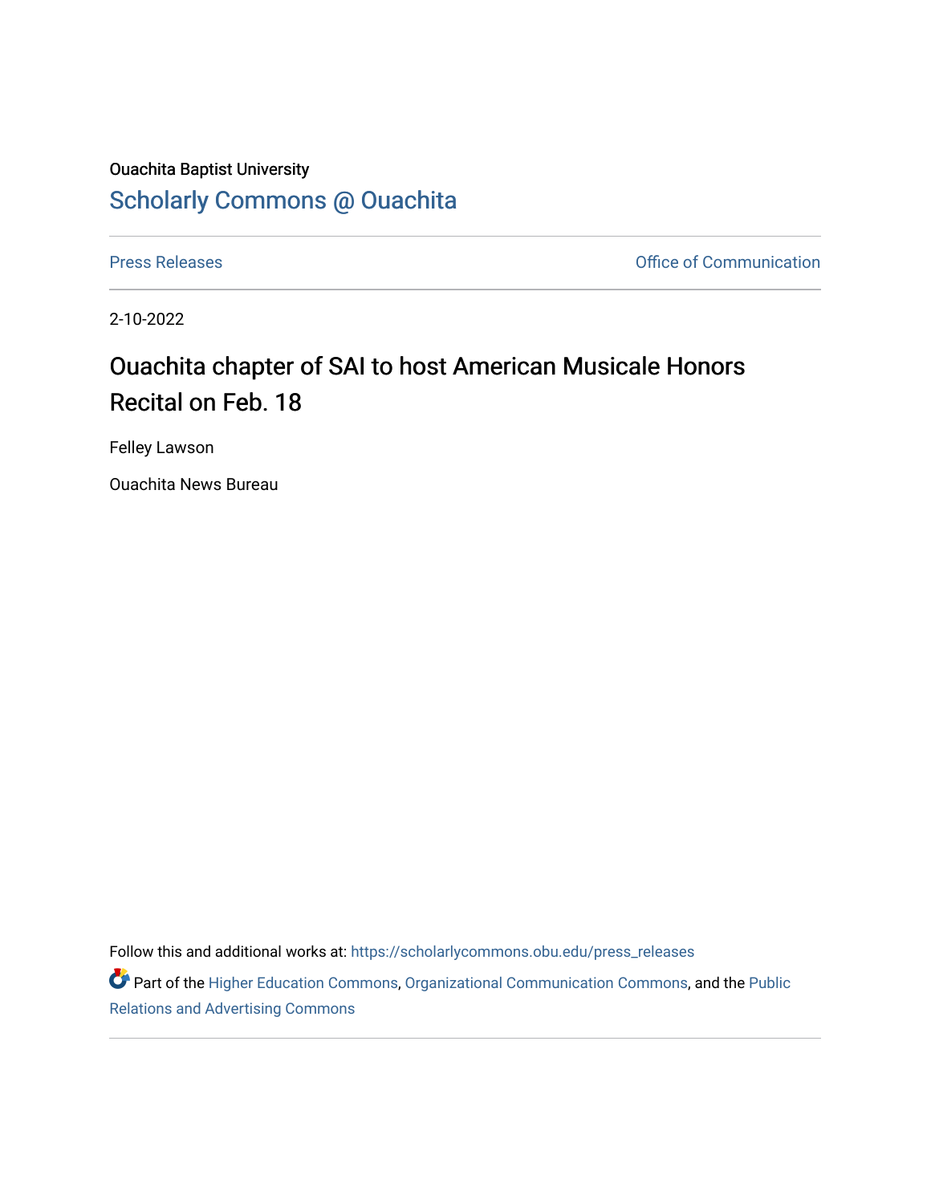Ouachita Baptist University

## Scholarly Commons @ Ouachita

Press Releases | Office of Communication

2-10-2022

# Ouachita chapter of SAI to host American Musicale Honors Recital on Feb. 18

Felley Lawson

Ouachita News Bureau

Follow this and additional works at: https://scholarlycommons.obu.edu/press_releases

Part of the Higher Education Commons, Organizational Communication Commons, and the Public Relations and Advertising Commons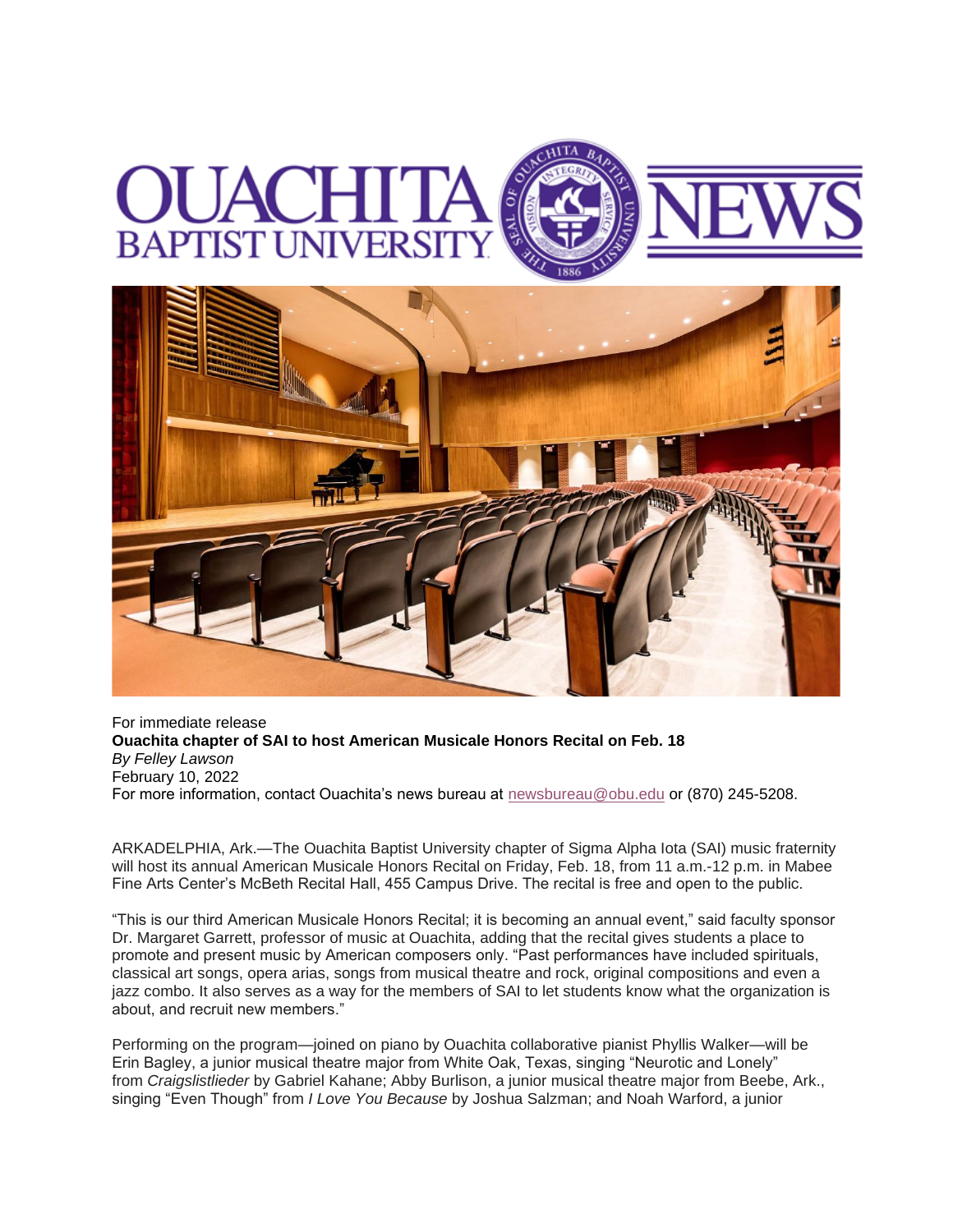For immediate release

**Ouachita chapter of SAI to host American Musicale Honors Recital on Feb. 18**

*By Felley Lawson*

February 10, 2022

For more information, contact Ouachita's news bureau at newsbureau@obu.edu or (870) 245-5208.

ARKADELPHIA, Ark.—The Ouachita Baptist University chapter of Sigma Alpha Iota (SAI) music fraternity will host its annual American Musicale Honors Recital on Friday, Feb. 18, from 11 a.m.-12 p.m. in Mabee Fine Arts Center's McBeth Recital Hall, 455 Campus Drive. The recital is free and open to the public.

"This is our third American Musicale Honors Recital; it is becoming an annual event," said faculty sponsor Dr. Margaret Garrett, professor of music at Ouachita, adding that the recital gives students a place to promote and present music by American composers only. "Past performances have included spirituals, classical art songs, opera arias, songs from musical theatre and rock, original compositions and even a jazz combo. It also serves as a way for the members of SAI to let students know what the organization is about, and recruit new members."

Performing on the program—joined on piano by Ouachita collaborative pianist Phyllis Walker—will be Erin Bagley, a junior musical theatre major from White Oak, Texas, singing "Neurotic and Lonely" from *Craigslistlieder* by Gabriel Kahane; Abby Burlison, a junior musical theatre major from Beebe, Ark., singing "Even Though" from *I Love You Because* by Joshua Salzman; and Noah Warford, a junior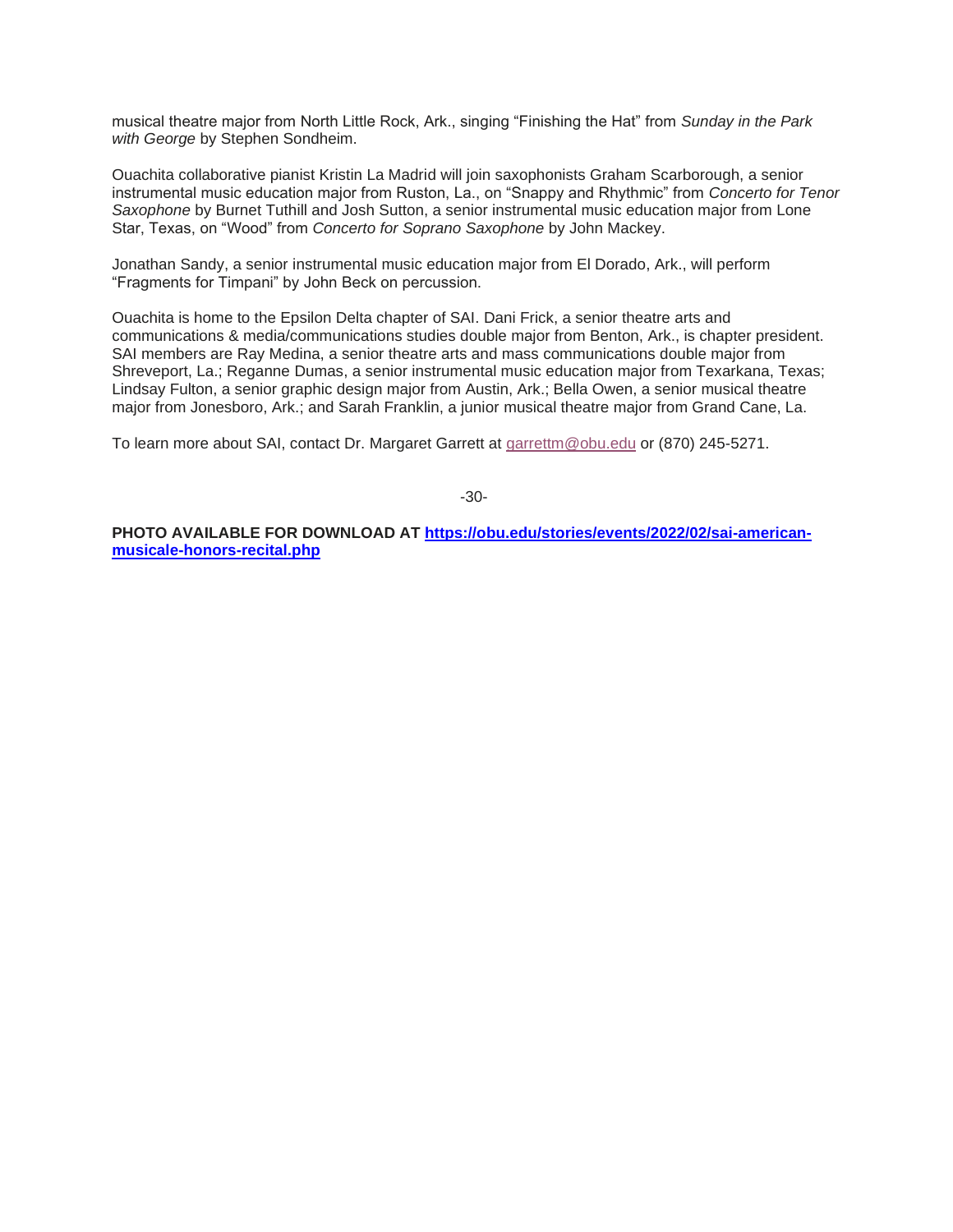musical theatre major from North Little Rock, Ark., singing "Finishing the Hat" from *Sunday in the Park with George* by Stephen Sondheim.

Ouachita collaborative pianist Kristin La Madrid will join saxophonists Graham Scarborough, a senior instrumental music education major from Ruston, La., on "Snappy and Rhythmic" from *Concerto for Tenor Saxophone* by Burnet Tuthill and Josh Sutton, a senior instrumental music education major from Lone Star, Texas, on "Wood" from *Concerto for Soprano Saxophone* by John Mackey.

Jonathan Sandy, a senior instrumental music education major from El Dorado, Ark., will perform "Fragments for Timpani" by John Beck on percussion.

Ouachita is home to the Epsilon Delta chapter of SAI. Dani Frick, a senior theatre arts and communications & media/communications studies double major from Benton, Ark., is chapter president. SAI members are Ray Medina, a senior theatre arts and mass communications double major from Shreveport, La.; Reganne Dumas, a senior instrumental music education major from Texarkana, Texas; Lindsay Fulton, a senior graphic design major from Austin, Ark.; Bella Owen, a senior musical theatre major from Jonesboro, Ark.; and Sarah Franklin, a junior musical theatre major from Grand Cane, La.

To learn more about SAI, contact Dr. Margaret Garrett at [garrettm@obu.edu](mailto:garrettm@obu.edu) or (870) 245-5271.

-30-

**PHOTO AVAILABLE FOR DOWNLOAD AT [https://obu.edu/stories/events/2022/02/sai-american-musicale-honors-recital.php](https://obu.edu/stories/events/2022/02/sai-american-musicale-honors-recital.php)**